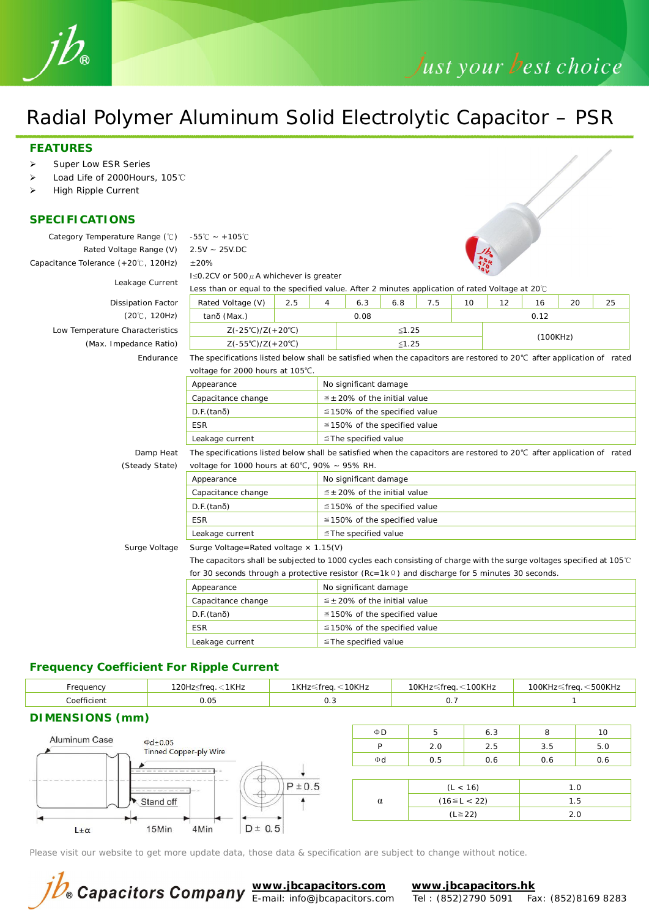# Radial Polymer Aluminum Solid Electrolytic Capacitor – PSR

## FEATURES

- Super Low ESR Series
- Load Life of 2000Hours, 105℃
- High Ripple Current

## SPECIFICATIONS

| Item | Characteristics |
|---|---|
| Category Temperature Range (℃) | -55℃ ~ +105℃ |
| Rated Voltage Range (V) | 2.5V ~ 25V.DC |
| Capacitance Tolerance (+20℃, 120Hz) | ±20% |
| Leakage Current | I≦0.2CV or 500μA whichever is greater<br>Less than or equal to the specified value. After 2 minutes application of rated Voltage at 20℃ |

**Dissipation Factor (20℃, 120Hz)**

| Rated Voltage (V) | 2.5 | 4 | 6.3 | 6.8 | 7.5 | 10 | 12 | 16 | 20 | 25 |
|---|---|---|---|---|---|---|---|---|---|---|
| tanδ (Max.) | 0.08 | | | | | 0.12 | | | | |

**Low Temperature Characteristics (Max. Impedance Ratio)**

| | | |
|---|---|---|
| Z(-25℃)/Z(+20℃) | ≦1.25 | (100KHz) |
| Z(-55℃)/Z(+20℃) | ≦1.25 | |

**Endurance**

The specifications listed below shall be satisfied when the capacitors are restored to 20℃ after application of rated voltage for 2000 hours at 105℃.

| Item | Requirement |
|---|---|
| Appearance | No significant damage |
| Capacitance change | ≦±20% of the initial value |
| D.F.(tanδ) | ≦150% of the specified value |
| ESR | ≦150% of the specified value |
| Leakage current | ≦The specified value |

**Damp Heat (Steady State)**

The specifications listed below shall be satisfied when the capacitors are restored to 20℃ after application of rated voltage for 1000 hours at 60℃, 90% ~ 95% RH.

| Item | Requirement |
|---|---|
| Appearance | No significant damage |
| Capacitance change | ≦±20% of the initial value |
| D.F.(tanδ) | ≦150% of the specified value |
| ESR | ≦150% of the specified value |
| Leakage current | ≦The specified value |

**Surge Voltage**

Surge Voltage=Rated voltage × 1.15(V)

The capacitors shall be subjected to 1000 cycles each consisting of charge with the surge voltages specified at 105℃ for 30 seconds through a protective resistor (Rc=1kΩ) and discharge for 5 minutes 30 seconds.

| Item | Requirement |
|---|---|
| Appearance | No significant damage |
| Capacitance change | ≦±20% of the initial value |
| D.F.(tanδ) | ≦150% of the specified value |
| ESR | ≦150% of the specified value |
| Leakage current | ≦The specified value |

## Frequency Coefficient For Ripple Current

| Frequency | 120Hz≦freq.＜1KHz | 1KHz≦freq.＜10KHz | 10KHz≦freq.＜100KHz | 100KHz≦freq.＜500KHz |
|---|---|---|---|---|
| Coefficient | 0.05 | 0.3 | 0.7 | 1 |

## DIMENSIONS (mm)

Aluminum Case — Φd±0.05 Tinned Copper-ply Wire — Stand off — L±α — 15Min — 4Min — P±0.5 — D± 0.5

| ΦD | 5 | 6.3 | 8 | 10 |
|---|---|---|---|---|
| P | 2.0 | 2.5 | 3.5 | 5.0 |
| Φd | 0.5 | 0.6 | 0.6 | 0.6 |

| | | |
|---|---|---|
| α | (L < 16) | 1.0 |
| | (16≦L < 22) | 1.5 |
| | (L≧22) | 2.0 |

Please visit our website to get more update data, those data & specification are subject to change without notice.

jb® Capacitors Company — www.jbcapacitors.com E-mail: info@jbcapacitors.com — www.jbcapacitors.hk Tel : (852)2790 5091 Fax: (852)8169 8283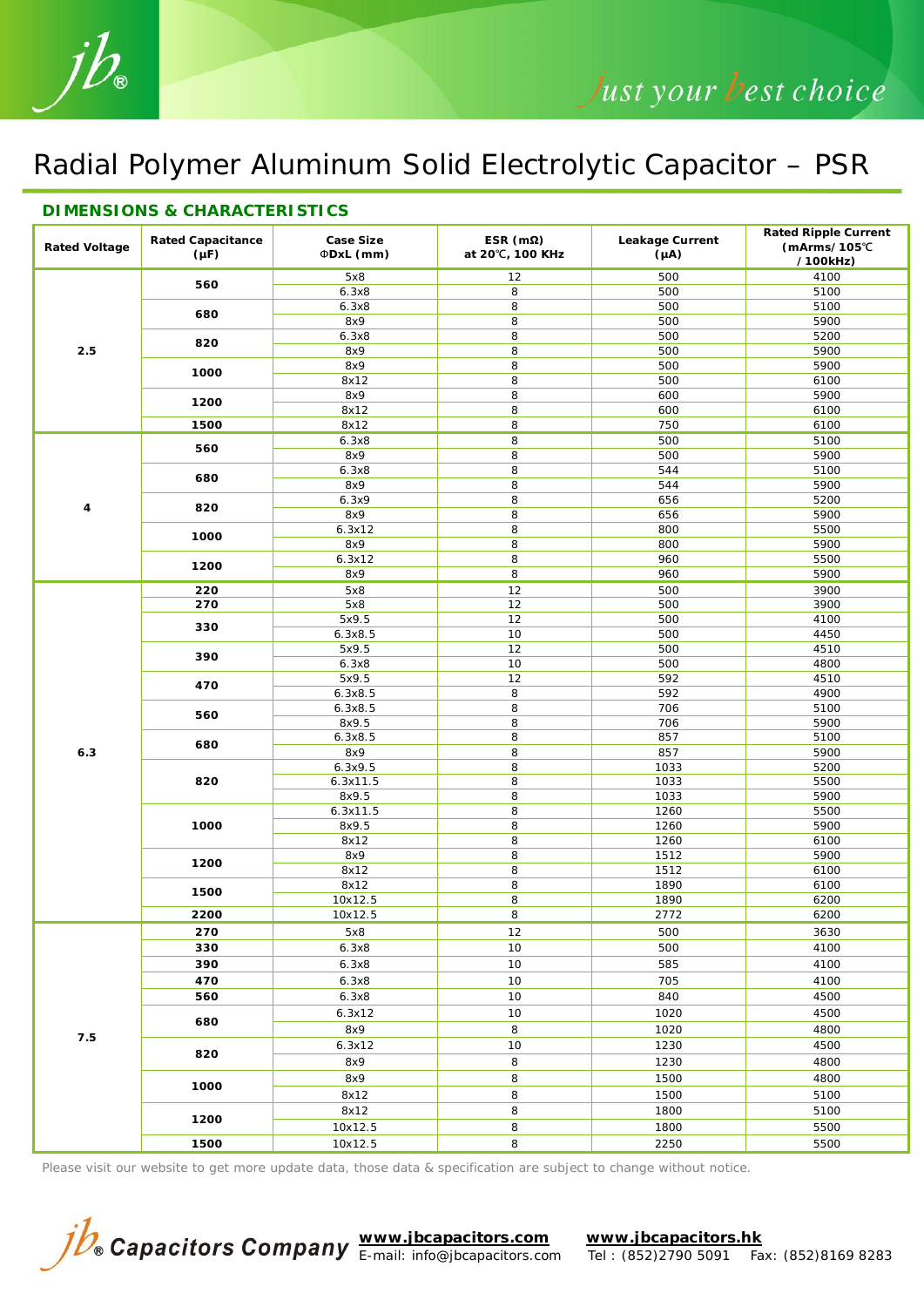# Radial Polymer Aluminum Solid Electrolytic Capacitor – PSR

## DIMENSIONS & CHARACTERISTICS

| Rated Voltage | Rated Capacitance (µF) | Case Size ΦDxL (mm) | ESR (mΩ) at 20℃, 100 KHz | Leakage Current (µA) | Rated Ripple Current (mArms/105℃ /100kHz) |
|---|---|---|---|---|---|
| 2.5 | 560 | 5x8 | 12 | 500 | 4100 |
| | | 6.3x8 | 8 | 500 | 5100 |
| | 680 | 6.3x8 | 8 | 500 | 5100 |
| | | 8x9 | 8 | 500 | 5900 |
| | 820 | 6.3x8 | 8 | 500 | 5200 |
| | | 8x9 | 8 | 500 | 5900 |
| | 1000 | 8x9 | 8 | 500 | 5900 |
| | | 8x12 | 8 | 500 | 6100 |
| | 1200 | 8x9 | 8 | 600 | 5900 |
| | | 8x12 | 8 | 600 | 6100 |
| | 1500 | 8x12 | 8 | 750 | 6100 |
| 4 | 560 | 6.3x8 | 8 | 500 | 5100 |
| | | 8x9 | 8 | 500 | 5900 |
| | 680 | 6.3x8 | 8 | 544 | 5100 |
| | | 8x9 | 8 | 544 | 5900 |
| | 820 | 6.3x9 | 8 | 656 | 5200 |
| | | 8x9 | 8 | 656 | 5900 |
| | 1000 | 6.3x12 | 8 | 800 | 5500 |
| | | 8x9 | 8 | 800 | 5900 |
| | 1200 | 6.3x12 | 8 | 960 | 5500 |
| | | 8x9 | 8 | 960 | 5900 |
| 6.3 | 220 | 5x8 | 12 | 500 | 3900 |
| | 270 | 5x8 | 12 | 500 | 3900 |
| | 330 | 5x9.5 | 12 | 500 | 4100 |
| | | 6.3x8.5 | 10 | 500 | 4450 |
| | 390 | 5x9.5 | 12 | 500 | 4510 |
| | | 6.3x8 | 10 | 500 | 4800 |
| | 470 | 5x9.5 | 12 | 592 | 4510 |
| | | 6.3x8.5 | 8 | 592 | 4900 |
| | 560 | 6.3x8.5 | 8 | 706 | 5100 |
| | | 8x9.5 | 8 | 706 | 5900 |
| | 680 | 6.3x8.5 | 8 | 857 | 5100 |
| | | 8x9 | 8 | 857 | 5900 |
| | 820 | 6.3x9.5 | 8 | 1033 | 5200 |
| | | 6.3x11.5 | 8 | 1033 | 5500 |
| | | 8x9.5 | 8 | 1033 | 5900 |
| | 1000 | 6.3x11.5 | 8 | 1260 | 5500 |
| | | 8x9.5 | 8 | 1260 | 5900 |
| | | 8x12 | 8 | 1260 | 6100 |
| | 1200 | 8x9 | 8 | 1512 | 5900 |
| | | 8x12 | 8 | 1512 | 6100 |
| | 1500 | 8x12 | 8 | 1890 | 6100 |
| | | 10x12.5 | 8 | 1890 | 6200 |
| | 2200 | 10x12.5 | 8 | 2772 | 6200 |
| 7.5 | 270 | 5x8 | 12 | 500 | 3630 |
| | 330 | 6.3x8 | 10 | 500 | 4100 |
| | 390 | 6.3x8 | 10 | 585 | 4100 |
| | 470 | 6.3x8 | 10 | 705 | 4100 |
| | 560 | 6.3x8 | 10 | 840 | 4500 |
| | 680 | 6.3x12 | 10 | 1020 | 4500 |
| | | 8x9 | 8 | 1020 | 4800 |
| | 820 | 6.3x12 | 10 | 1230 | 4500 |
| | | 8x9 | 8 | 1230 | 4800 |
| | 1000 | 8x9 | 8 | 1500 | 4800 |
| | | 8x12 | 8 | 1500 | 5100 |
| | 1200 | 8x12 | 8 | 1800 | 5100 |
| | | 10x12.5 | 8 | 1800 | 5500 |
| | 1500 | 10x12.5 | 8 | 2250 | 5500 |

Please visit our website to get more update data, those data & specification are subject to change without notice.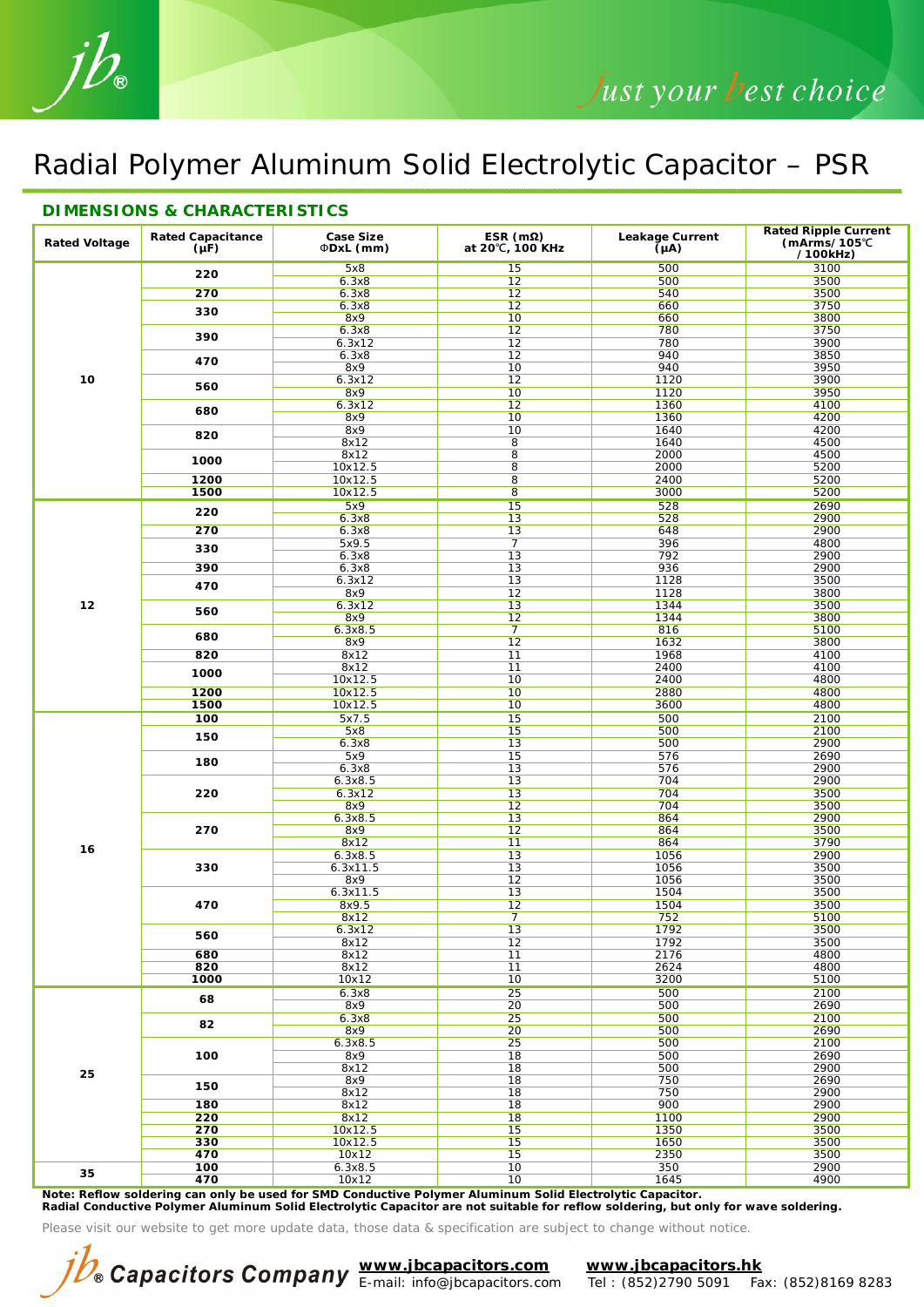# Radial Polymer Aluminum Solid Electrolytic Capacitor – PSR

## DIMENSIONS & CHARACTERISTICS

| Rated Voltage | Rated Capacitance (µF) | Case Size ΦDxL (mm) | ESR (mΩ) at 20℃, 100 KHz | Leakage Current (µA) | Rated Ripple Current (mArms/105℃ /100kHz) |
|---|---|---|---|---|---|
| 10 | 220 | 5x8 | 15 | 500 | 3100 |
| | | 6.3x8 | 12 | 500 | 3500 |
| | 270 | 6.3x8 | 12 | 540 | 3500 |
| | 330 | 6.3x8 | 12 | 660 | 3750 |
| | | 8x9 | 10 | 660 | 3800 |
| | 390 | 6.3x8 | 12 | 780 | 3750 |
| | | 6.3x12 | 12 | 780 | 3900 |
| | 470 | 6.3x8 | 12 | 940 | 3850 |
| | | 8x9 | 10 | 940 | 3950 |
| | 560 | 6.3x12 | 12 | 1120 | 3900 |
| | | 8x9 | 10 | 1120 | 3950 |
| | 680 | 6.3x12 | 12 | 1360 | 4100 |
| | | 8x9 | 10 | 1360 | 4200 |
| | 820 | 8x9 | 10 | 1640 | 4200 |
| | | 8x12 | 8 | 1640 | 4500 |
| | 1000 | 8x12 | 8 | 2000 | 4500 |
| | | 10x12.5 | 8 | 2000 | 5200 |
| | 1200 | 10x12.5 | 8 | 2400 | 5200 |
| | 1500 | 10x12.5 | 8 | 3000 | 5200 |
| 12 | 220 | 5x9 | 15 | 528 | 2690 |
| | | 6.3x8 | 13 | 528 | 2900 |
| | 270 | 6.3x8 | 13 | 648 | 2900 |
| | 330 | 5x9.5 | 7 | 396 | 4800 |
| | | 6.3x8 | 13 | 792 | 2900 |
| | 390 | 6.3x8 | 13 | 936 | 2900 |
| | 470 | 6.3x12 | 13 | 1128 | 3500 |
| | | 8x9 | 12 | 1128 | 3800 |
| | 560 | 6.3x12 | 13 | 1344 | 3500 |
| | | 8x9 | 12 | 1344 | 3800 |
| | 680 | 6.3x8.5 | 7 | 816 | 5100 |
| | | 8x9 | 12 | 1632 | 3800 |
| | 820 | 8x12 | 11 | 1968 | 4100 |
| | 1000 | 8x12 | 11 | 2400 | 4100 |
| | | 10x12.5 | 10 | 2400 | 4800 |
| | 1200 | 10x12.5 | 10 | 2880 | 4800 |
| | 1500 | 10x12.5 | 10 | 3600 | 4800 |
| 16 | 100 | 5x7.5 | 15 | 500 | 2100 |
| | 150 | 5x8 | 15 | 500 | 2100 |
| | | 6.3x8 | 13 | 500 | 2900 |
| | 180 | 5x9 | 15 | 576 | 2690 |
| | | 6.3x8 | 13 | 576 | 2900 |
| | 220 | 6.3x8.5 | 13 | 704 | 2900 |
| | | 6.3x12 | 13 | 704 | 3500 |
| | | 8x9 | 12 | 704 | 3500 |
| | 270 | 6.3x8.5 | 13 | 864 | 2900 |
| | | 8x9 | 12 | 864 | 3500 |
| | | 8x12 | 11 | 864 | 3790 |
| | 330 | 6.3x8.5 | 13 | 1056 | 2900 |
| | | 6.3x11.5 | 13 | 1056 | 3500 |
| | | 8x9 | 12 | 1056 | 3500 |
| | 470 | 6.3x11.5 | 13 | 1504 | 3500 |
| | | 8x9.5 | 12 | 1504 | 3500 |
| | | 8x12 | 7 | 752 | 5100 |
| | 560 | 6.3x12 | 13 | 1792 | 3500 |
| | | 8x12 | 12 | 1792 | 3500 |
| | 680 | 8x12 | 11 | 2176 | 4800 |
| | 820 | 8x12 | 11 | 2624 | 4800 |
| | 1000 | 10x12 | 10 | 3200 | 5100 |
| 25 | 68 | 6.3x8 | 25 | 500 | 2100 |
| | | 8x9 | 20 | 500 | 2690 |
| | 82 | 6.3x8 | 25 | 500 | 2100 |
| | | 8x9 | 20 | 500 | 2690 |
| | 100 | 6.3x8.5 | 25 | 500 | 2100 |
| | | 8x9 | 18 | 500 | 2690 |
| | | 8x12 | 18 | 500 | 2900 |
| | 150 | 8x9 | 18 | 750 | 2690 |
| | | 8x12 | 18 | 750 | 2900 |
| | 180 | 8x12 | 18 | 900 | 2900 |
| | 220 | 8x12 | 18 | 1100 | 2900 |
| | 270 | 10x12.5 | 15 | 1350 | 3500 |
| | 330 | 10x12.5 | 15 | 1650 | 3500 |
| | 470 | 10x12 | 15 | 2350 | 3500 |
| 35 | 100 | 6.3x8.5 | 10 | 350 | 2900 |
| | 470 | 10x12 | 10 | 1645 | 4900 |

**Note: Reflow soldering can only be used for SMD Conductive Polymer Aluminum Solid Electrolytic Capacitor.**
**Radial Conductive Polymer Aluminum Solid Electrolytic Capacitor are not suitable for reflow soldering, but only for wave soldering.**

Please visit our website to get more update data, those data & specification are subject to change without notice.

jb® Capacitors Company

www.jbcapacitors.com
E-mail: info@jbcapacitors.com

www.jbcapacitors.hk
Tel : (852)2790 5091 Fax: (852)8169 8283